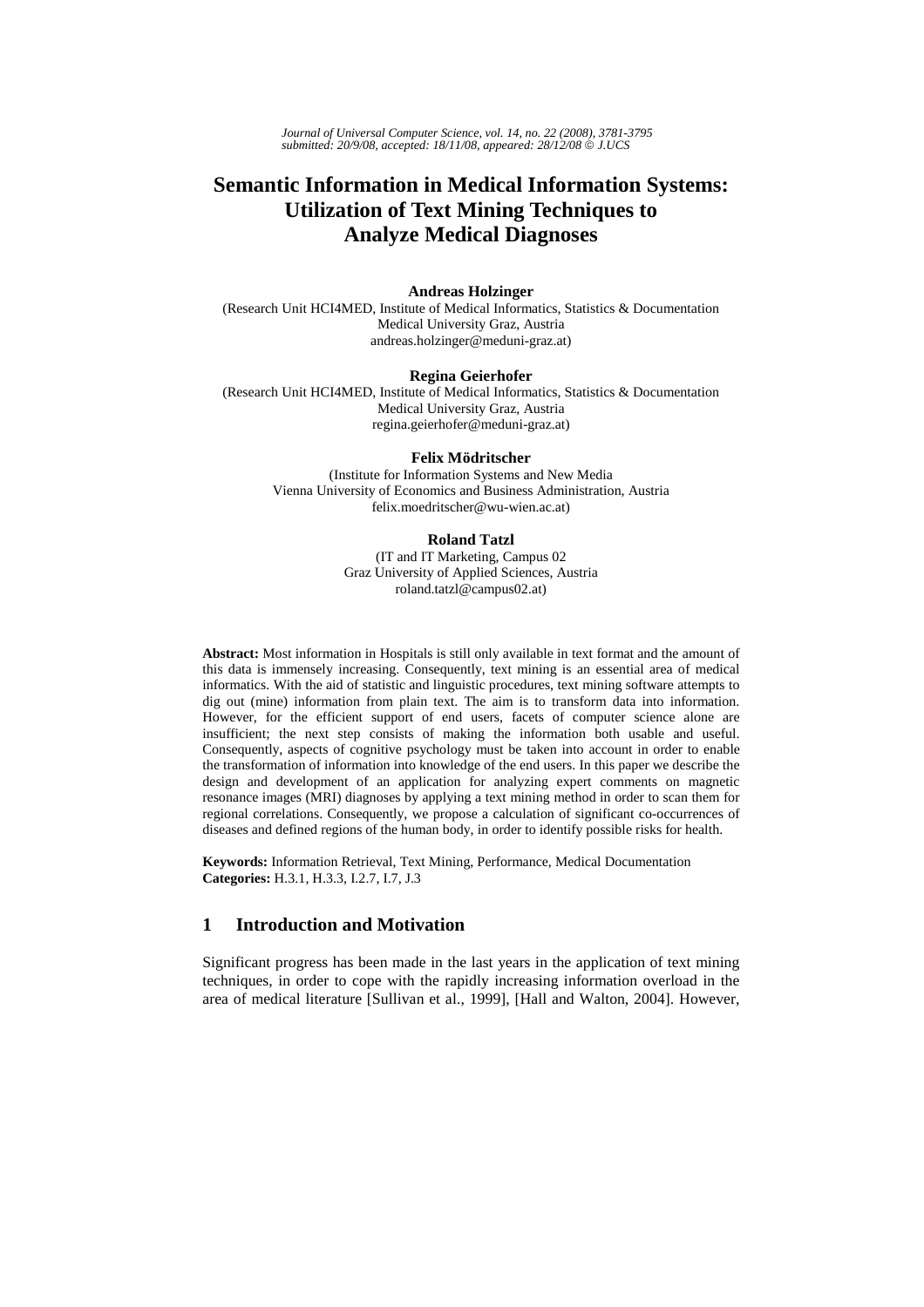Journal of Universal Computer Science, vol. 14, no. 22 (2008), 3781-3795
submitted: 20/9/08, accepted: 18/11/08, appeared: 28/12/08 © J.UCS

# Semantic Information in Medical Information Systems: Utilization of Text Mining Techniques to Analyze Medical Diagnoses

**Andreas Holzinger**
(Research Unit HCI4MED, Institute of Medical Informatics, Statistics & Documentation
Medical University Graz, Austria
andreas.holzinger@meduni-graz.at)

**Regina Geierhofer**
(Research Unit HCI4MED, Institute of Medical Informatics, Statistics & Documentation
Medical University Graz, Austria
regina.geierhofer@meduni-graz.at)

**Felix Mödritscher**
(Institute for Information Systems and New Media
Vienna University of Economics and Business Administration, Austria
felix.moedritscher@wu-wien.ac.at)

**Roland Tatzl**
(IT and IT Marketing, Campus 02
Graz University of Applied Sciences, Austria
roland.tatzl@campus02.at)

**Abstract:** Most information in Hospitals is still only available in text format and the amount of this data is immensely increasing. Consequently, text mining is an essential area of medical informatics. With the aid of statistic and linguistic procedures, text mining software attempts to dig out (mine) information from plain text. The aim is to transform data into information. However, for the efficient support of end users, facets of computer science alone are insufficient; the next step consists of making the information both usable and useful. Consequently, aspects of cognitive psychology must be taken into account in order to enable the transformation of information into knowledge of the end users. In this paper we describe the design and development of an application for analyzing expert comments on magnetic resonance images (MRI) diagnoses by applying a text mining method in order to scan them for regional correlations. Consequently, we propose a calculation of significant co-occurrences of diseases and defined regions of the human body, in order to identify possible risks for health.

**Keywords:** Information Retrieval, Text Mining, Performance, Medical Documentation
**Categories:** H.3.1, H.3.3, I.2.7, I.7, J.3

## 1 Introduction and Motivation

Significant progress has been made in the last years in the application of text mining techniques, in order to cope with the rapidly increasing information overload in the area of medical literature [Sullivan et al., 1999], [Hall and Walton, 2004]. However,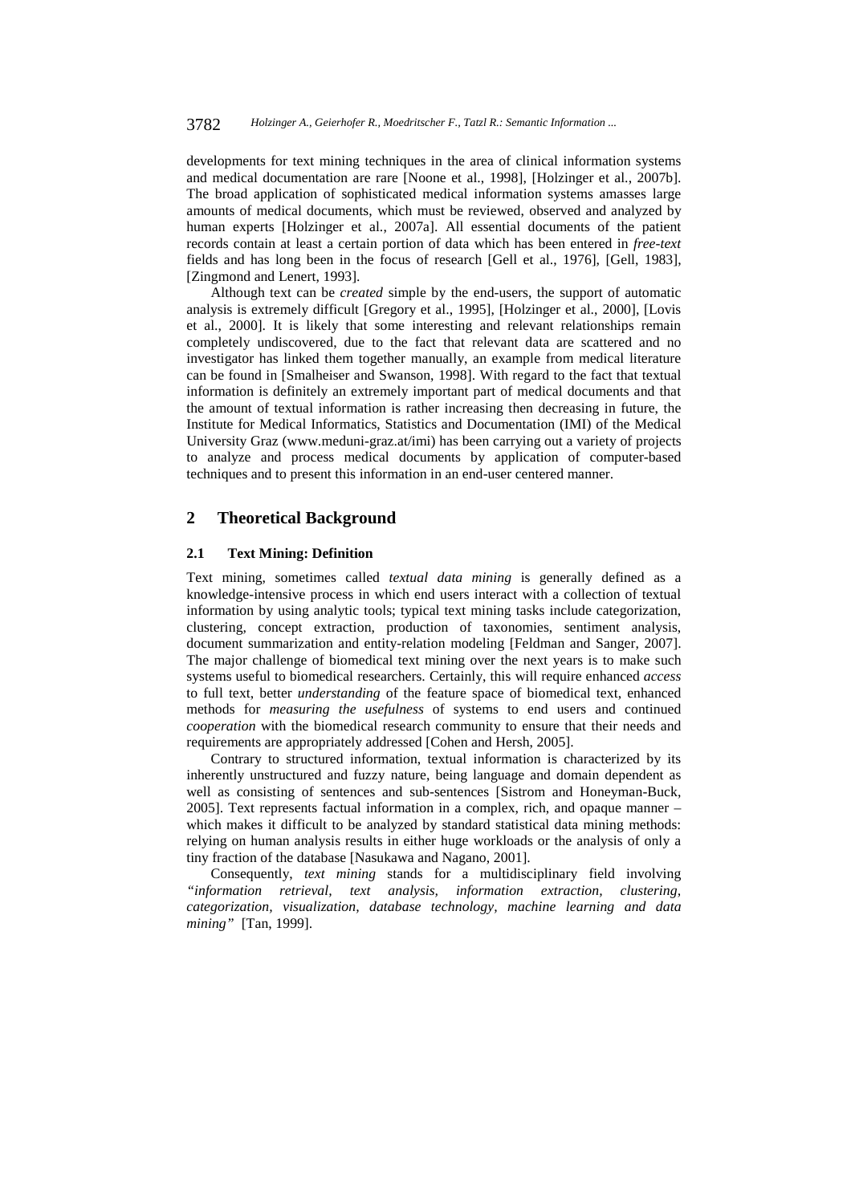developments for text mining techniques in the area of clinical information systems and medical documentation are rare [Noone et al., 1998], [Holzinger et al., 2007b]. The broad application of sophisticated medical information systems amasses large amounts of medical documents, which must be reviewed, observed and analyzed by human experts [Holzinger et al., 2007a]. All essential documents of the patient records contain at least a certain portion of data which has been entered in *free-text* fields and has long been in the focus of research [Gell et al., 1976], [Gell, 1983], [Zingmond and Lenert, 1993].

Although text can be *created* simple by the end-users, the support of automatic analysis is extremely difficult [Gregory et al., 1995], [Holzinger et al., 2000], [Lovis et al., 2000]. It is likely that some interesting and relevant relationships remain completely undiscovered, due to the fact that relevant data are scattered and no investigator has linked them together manually, an example from medical literature can be found in [Smalheiser and Swanson, 1998]. With regard to the fact that textual information is definitely an extremely important part of medical documents and that the amount of textual information is rather increasing then decreasing in future, the Institute for Medical Informatics, Statistics and Documentation (IMI) of the Medical University Graz (www.meduni-graz.at/imi) has been carrying out a variety of projects to analyze and process medical documents by application of computer-based techniques and to present this information in an end-user centered manner.

## 2 Theoretical Background

### 2.1 Text Mining: Definition

Text mining, sometimes called *textual data mining* is generally defined as a knowledge-intensive process in which end users interact with a collection of textual information by using analytic tools; typical text mining tasks include categorization, clustering, concept extraction, production of taxonomies, sentiment analysis, document summarization and entity-relation modeling [Feldman and Sanger, 2007]. The major challenge of biomedical text mining over the next years is to make such systems useful to biomedical researchers. Certainly, this will require enhanced *access* to full text, better *understanding* of the feature space of biomedical text, enhanced methods for *measuring the usefulness* of systems to end users and continued *cooperation* with the biomedical research community to ensure that their needs and requirements are appropriately addressed [Cohen and Hersh, 2005].

Contrary to structured information, textual information is characterized by its inherently unstructured and fuzzy nature, being language and domain dependent as well as consisting of sentences and sub-sentences [Sistrom and Honeyman-Buck, 2005]. Text represents factual information in a complex, rich, and opaque manner – which makes it difficult to be analyzed by standard statistical data mining methods: relying on human analysis results in either huge workloads or the analysis of only a tiny fraction of the database [Nasukawa and Nagano, 2001].

Consequently, *text mining* stands for a multidisciplinary field involving *"information retrieval, text analysis, information extraction, clustering, categorization, visualization, database technology, machine learning and data mining"* [Tan, 1999].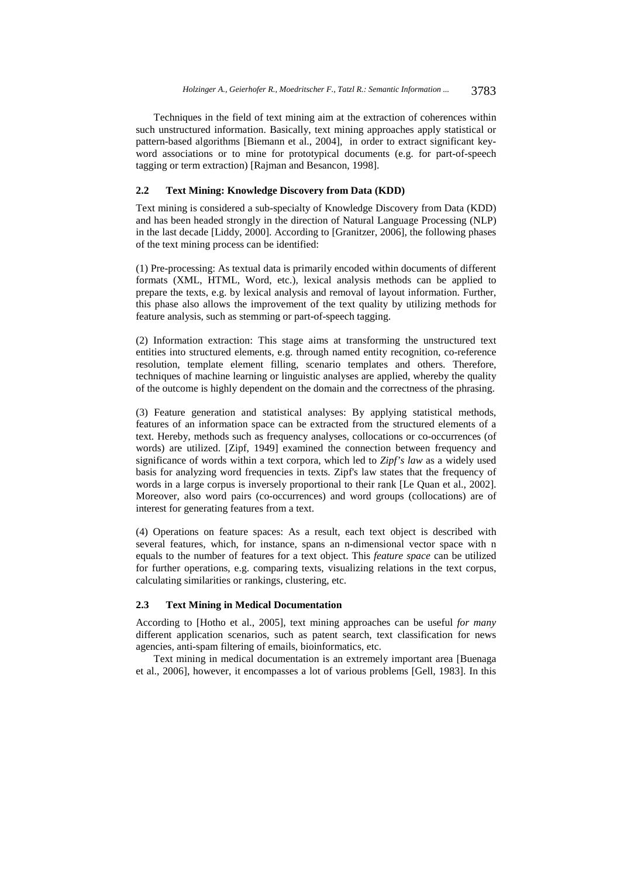Techniques in the field of text mining aim at the extraction of coherences within such unstructured information. Basically, text mining approaches apply statistical or pattern-based algorithms [Biemann et al., 2004], in order to extract significant keyword associations or to mine for prototypical documents (e.g. for part-of-speech tagging or term extraction) [Rajman and Besancon, 1998].

### 2.2 Text Mining: Knowledge Discovery from Data (KDD)

Text mining is considered a sub-specialty of Knowledge Discovery from Data (KDD) and has been headed strongly in the direction of Natural Language Processing (NLP) in the last decade [Liddy, 2000]. According to [Granitzer, 2006], the following phases of the text mining process can be identified:

(1) Pre-processing: As textual data is primarily encoded within documents of different formats (XML, HTML, Word, etc.), lexical analysis methods can be applied to prepare the texts, e.g. by lexical analysis and removal of layout information. Further, this phase also allows the improvement of the text quality by utilizing methods for feature analysis, such as stemming or part-of-speech tagging.

(2) Information extraction: This stage aims at transforming the unstructured text entities into structured elements, e.g. through named entity recognition, co-reference resolution, template element filling, scenario templates and others. Therefore, techniques of machine learning or linguistic analyses are applied, whereby the quality of the outcome is highly dependent on the domain and the correctness of the phrasing.

(3) Feature generation and statistical analyses: By applying statistical methods, features of an information space can be extracted from the structured elements of a text. Hereby, methods such as frequency analyses, collocations or co-occurrences (of words) are utilized. [Zipf, 1949] examined the connection between frequency and significance of words within a text corpora, which led to *Zipf's law* as a widely used basis for analyzing word frequencies in texts. Zipf's law states that the frequency of words in a large corpus is inversely proportional to their rank [Le Quan et al., 2002]. Moreover, also word pairs (co-occurrences) and word groups (collocations) are of interest for generating features from a text.

(4) Operations on feature spaces: As a result, each text object is described with several features, which, for instance, spans an n-dimensional vector space with n equals to the number of features for a text object. This *feature space* can be utilized for further operations, e.g. comparing texts, visualizing relations in the text corpus, calculating similarities or rankings, clustering, etc.

### 2.3 Text Mining in Medical Documentation

According to [Hotho et al., 2005], text mining approaches can be useful *for many* different application scenarios, such as patent search, text classification for news agencies, anti-spam filtering of emails, bioinformatics, etc.

Text mining in medical documentation is an extremely important area [Buenaga et al., 2006], however, it encompasses a lot of various problems [Gell, 1983]. In this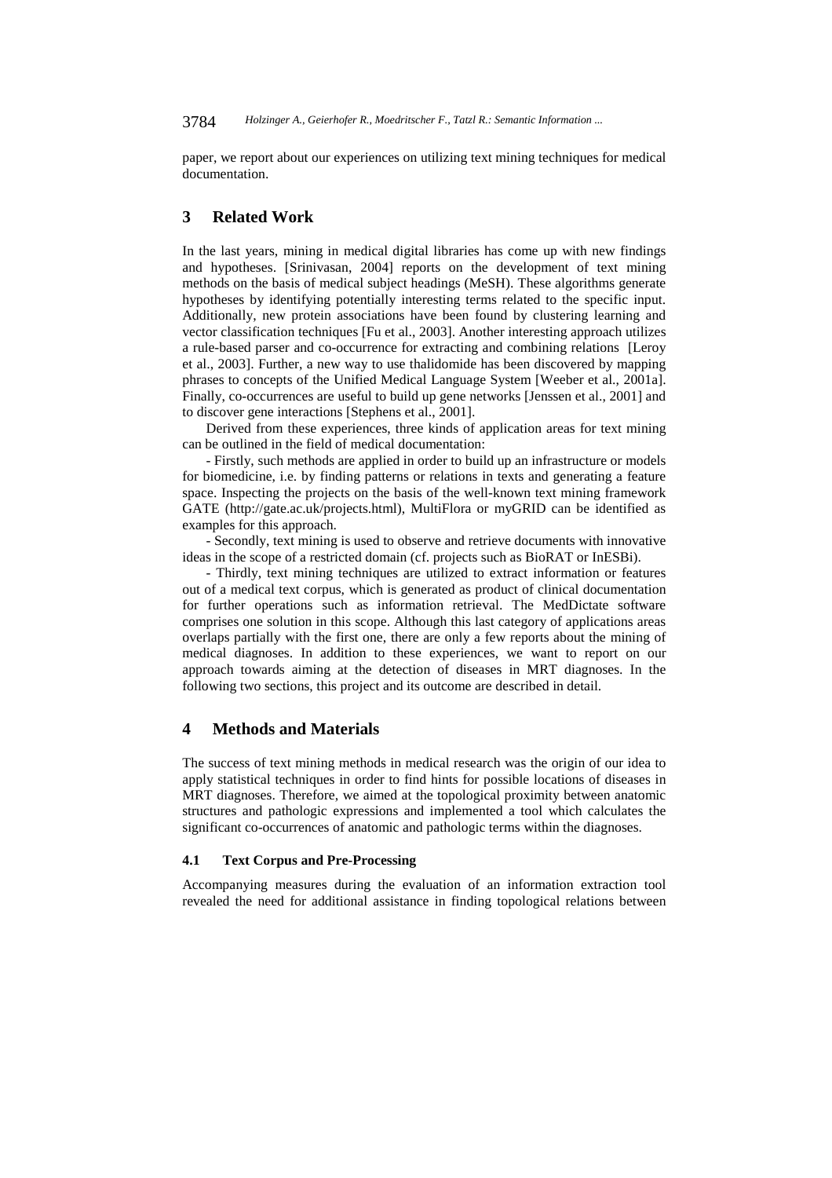paper, we report about our experiences on utilizing text mining techniques for medical documentation.

## 3 Related Work

In the last years, mining in medical digital libraries has come up with new findings and hypotheses. [Srinivasan, 2004] reports on the development of text mining methods on the basis of medical subject headings (MeSH). These algorithms generate hypotheses by identifying potentially interesting terms related to the specific input. Additionally, new protein associations have been found by clustering learning and vector classification techniques [Fu et al., 2003]. Another interesting approach utilizes a rule-based parser and co-occurrence for extracting and combining relations [Leroy et al., 2003]. Further, a new way to use thalidomide has been discovered by mapping phrases to concepts of the Unified Medical Language System [Weeber et al., 2001a]. Finally, co-occurrences are useful to build up gene networks [Jenssen et al., 2001] and to discover gene interactions [Stephens et al., 2001].

Derived from these experiences, three kinds of application areas for text mining can be outlined in the field of medical documentation:

- Firstly, such methods are applied in order to build up an infrastructure or models for biomedicine, i.e. by finding patterns or relations in texts and generating a feature space. Inspecting the projects on the basis of the well-known text mining framework GATE (http://gate.ac.uk/projects.html), MultiFlora or myGRID can be identified as examples for this approach.

- Secondly, text mining is used to observe and retrieve documents with innovative ideas in the scope of a restricted domain (cf. projects such as BioRAT or InESBi).

- Thirdly, text mining techniques are utilized to extract information or features out of a medical text corpus, which is generated as product of clinical documentation for further operations such as information retrieval. The MedDictate software comprises one solution in this scope. Although this last category of applications areas overlaps partially with the first one, there are only a few reports about the mining of medical diagnoses. In addition to these experiences, we want to report on our approach towards aiming at the detection of diseases in MRT diagnoses. In the following two sections, this project and its outcome are described in detail.

## 4 Methods and Materials

The success of text mining methods in medical research was the origin of our idea to apply statistical techniques in order to find hints for possible locations of diseases in MRT diagnoses. Therefore, we aimed at the topological proximity between anatomic structures and pathologic expressions and implemented a tool which calculates the significant co-occurrences of anatomic and pathologic terms within the diagnoses.

### 4.1 Text Corpus and Pre-Processing

Accompanying measures during the evaluation of an information extraction tool revealed the need for additional assistance in finding topological relations between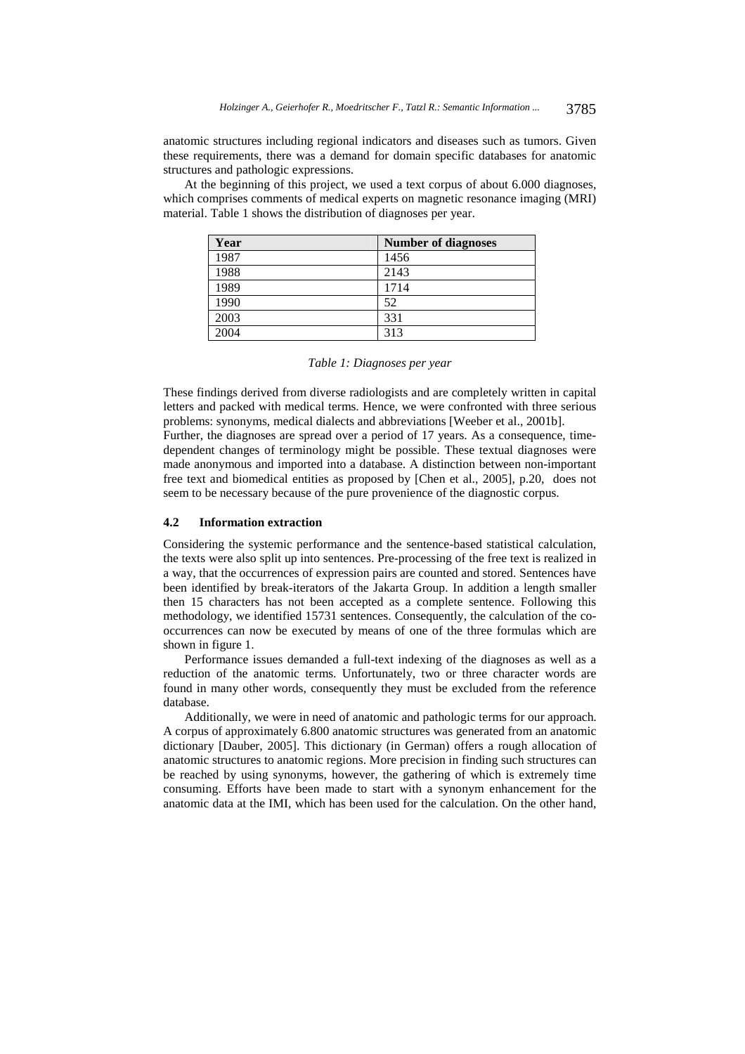anatomic structures including regional indicators and diseases such as tumors. Given these requirements, there was a demand for domain specific databases for anatomic structures and pathologic expressions.

At the beginning of this project, we used a text corpus of about 6.000 diagnoses, which comprises comments of medical experts on magnetic resonance imaging (MRI) material. Table 1 shows the distribution of diagnoses per year.

| Year | Number of diagnoses |
|---|---|
| 1987 | 1456 |
| 1988 | 2143 |
| 1989 | 1714 |
| 1990 | 52 |
| 2003 | 331 |
| 2004 | 313 |

*Table 1: Diagnoses per year*

These findings derived from diverse radiologists and are completely written in capital letters and packed with medical terms. Hence, we were confronted with three serious problems: synonyms, medical dialects and abbreviations [Weeber et al., 2001b]. Further, the diagnoses are spread over a period of 17 years. As a consequence, time-dependent changes of terminology might be possible. These textual diagnoses were made anonymous and imported into a database. A distinction between non-important free text and biomedical entities as proposed by [Chen et al., 2005], p.20, does not seem to be necessary because of the pure provenience of the diagnostic corpus.

### 4.2 Information extraction

Considering the systemic performance and the sentence-based statistical calculation, the texts were also split up into sentences. Pre-processing of the free text is realized in a way, that the occurrences of expression pairs are counted and stored. Sentences have been identified by break-iterators of the Jakarta Group. In addition a length smaller then 15 characters has not been accepted as a complete sentence. Following this methodology, we identified 15731 sentences. Consequently, the calculation of the co-occurrences can now be executed by means of one of the three formulas which are shown in figure 1.

Performance issues demanded a full-text indexing of the diagnoses as well as a reduction of the anatomic terms. Unfortunately, two or three character words are found in many other words, consequently they must be excluded from the reference database.

Additionally, we were in need of anatomic and pathologic terms for our approach. A corpus of approximately 6.800 anatomic structures was generated from an anatomic dictionary [Dauber, 2005]. This dictionary (in German) offers a rough allocation of anatomic structures to anatomic regions. More precision in finding such structures can be reached by using synonyms, however, the gathering of which is extremely time consuming. Efforts have been made to start with a synonym enhancement for the anatomic data at the IMI, which has been used for the calculation. On the other hand,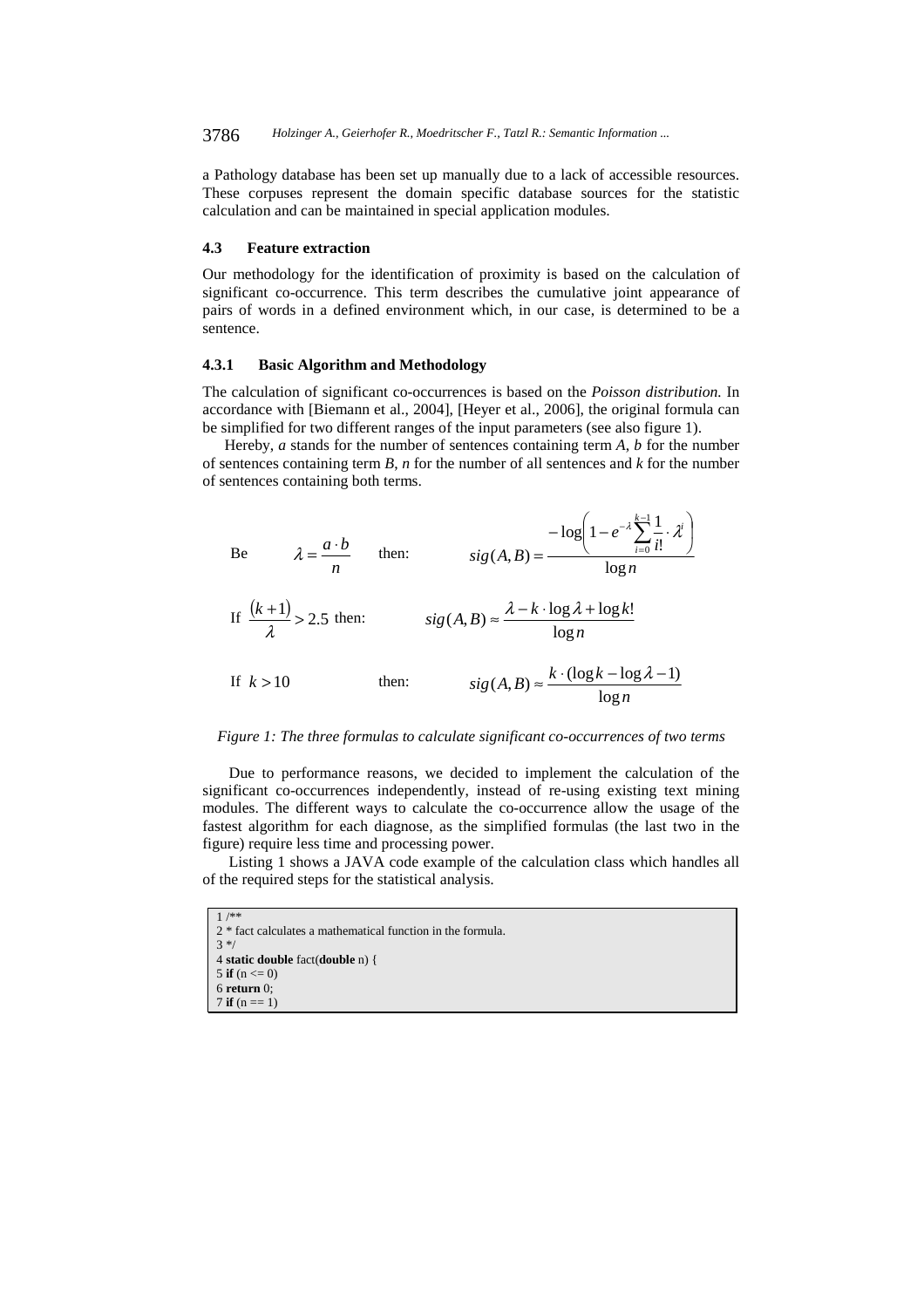a Pathology database has been set up manually due to a lack of accessible resources. These corpuses represent the domain specific database sources for the statistic calculation and can be maintained in special application modules.

### 4.3 Feature extraction

Our methodology for the identification of proximity is based on the calculation of significant co-occurrence. This term describes the cumulative joint appearance of pairs of words in a defined environment which, in our case, is determined to be a sentence.

#### 4.3.1 Basic Algorithm and Methodology

The calculation of significant co-occurrences is based on the *Poisson distribution.* In accordance with [Biemann et al., 2004], [Heyer et al., 2006], the original formula can be simplified for two different ranges of the input parameters (see also figure 1).

Hereby, ***a*** stands for the number of sentences containing term *A*, ***b*** for the number of sentences containing term *B*, ***n*** for the number of all sentences and ***k*** for the number of sentences containing both terms.

Be $\lambda = \frac{a \cdot b}{n}$ then: $$sig(A,B) = \frac{-\log\left(1 - e^{-\lambda}\sum_{i=0}^{k-1}\frac{1}{i!}\cdot\lambda^{i}\right)}{\log n}$$

If $\frac{(k+1)}{\lambda} > 2.5$ then: $$sig(A,B) \approx \frac{\lambda - k \cdot \log\lambda + \log k!}{\log n}$$

If $k > 10$ then: $$sig(A,B) \approx \frac{k \cdot (\log k - \log\lambda - 1)}{\log n}$$

*Figure 1: The three formulas to calculate significant co-occurrences of two terms*

Due to performance reasons, we decided to implement the calculation of the significant co-occurrences independently, instead of re-using existing text mining modules. The different ways to calculate the co-occurrence allow the usage of the fastest algorithm for each diagnose, as the simplified formulas (the last two in the figure) require less time and processing power.

Listing 1 shows a JAVA code example of the calculation class which handles all of the required steps for the statistical analysis.

```
1 /**
2 * fact calculates a mathematical function in the formula.
3 */
4 static double fact(double n) {
5 if (n <= 0)
6 return 0;
7 if (n == 1)
```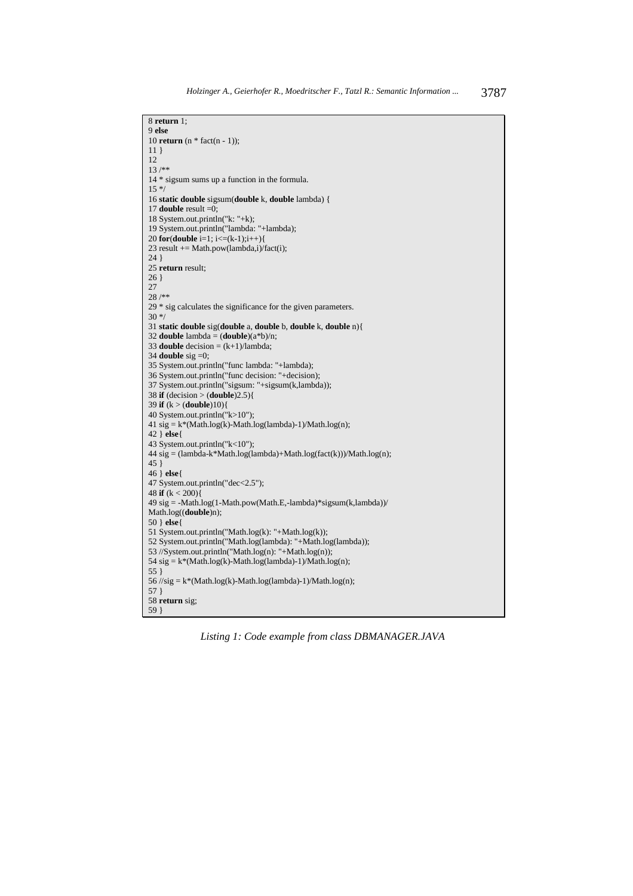```
8 return 1;
9 else
10 return (n * fact(n - 1));
11 }
12
13 /**
14 * sigsum sums up a function in the formula.
15 */
16 static double sigsum(double k, double lambda) {
17 double result =0;
18 System.out.println("k: "+k);
19 System.out.println("lambda: "+lambda);
20 for(double i=1; i<=(k-1);i++){
23 result += Math.pow(lambda,i)/fact(i);
24 }
25 return result;
26 }
27
28 /**
29 * sig calculates the significance for the given parameters.
30 */
31 static double sig(double a, double b, double k, double n){
32 double lambda = (double)(a*b)/n;
33 double decision = (k+1)/lambda;
34 double sig =0;
35 System.out.println("func lambda: "+lambda);
36 System.out.println("func decision: "+decision);
37 System.out.println("sigsum: "+sigsum(k,lambda));
38 if (decision > (double)2.5){
39 if (k > (double)10){
40 System.out.println("k>10");
41 sig = k*(Math.log(k)-Math.log(lambda)-1)/Math.log(n);
42 } else{
43 System.out.println("k<10");
44 sig = (lambda-k*Math.log(lambda)+Math.log(fact(k)))/Math.log(n);
45 }
46 } else{
47 System.out.println("dec<2.5");
48 if (k < 200){
49 sig = -Math.log(1-Math.pow(Math.E,-lambda)*sigsum(k,lambda))/
Math.log((double)n);
50 } else{
51 System.out.println("Math.log(k): "+Math.log(k));
52 System.out.println("Math.log(lambda): "+Math.log(lambda));
53 //System.out.println("Math.log(n): "+Math.log(n));
54 sig = k*(Math.log(k)-Math.log(lambda)-1)/Math.log(n);
55 }
56 //sig = k*(Math.log(k)-Math.log(lambda)-1)/Math.log(n);
57 }
58 return sig;
59 }
```

*Listing 1: Code example from class DBMANAGER.JAVA*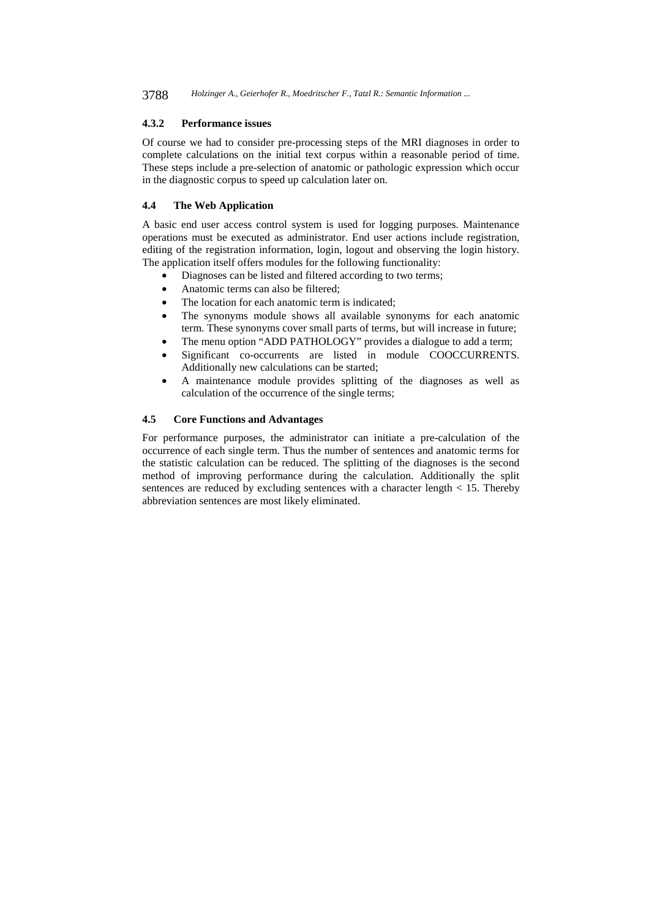#### 4.3.2 Performance issues

Of course we had to consider pre-processing steps of the MRI diagnoses in order to complete calculations on the initial text corpus within a reasonable period of time. These steps include a pre-selection of anatomic or pathologic expression which occur in the diagnostic corpus to speed up calculation later on.

### 4.4 The Web Application

A basic end user access control system is used for logging purposes. Maintenance operations must be executed as administrator. End user actions include registration, editing of the registration information, login, logout and observing the login history. The application itself offers modules for the following functionality:

- Diagnoses can be listed and filtered according to two terms;
- Anatomic terms can also be filtered;
- The location for each anatomic term is indicated;
- The synonyms module shows all available synonyms for each anatomic term. These synonyms cover small parts of terms, but will increase in future;
- The menu option "ADD PATHOLOGY" provides a dialogue to add a term;
- Significant co-occurrents are listed in module COOCCURRENTS. Additionally new calculations can be started;
- A maintenance module provides splitting of the diagnoses as well as calculation of the occurrence of the single terms;

### 4.5 Core Functions and Advantages

For performance purposes, the administrator can initiate a pre-calculation of the occurrence of each single term. Thus the number of sentences and anatomic terms for the statistic calculation can be reduced. The splitting of the diagnoses is the second method of improving performance during the calculation. Additionally the split sentences are reduced by excluding sentences with a character length < 15. Thereby abbreviation sentences are most likely eliminated.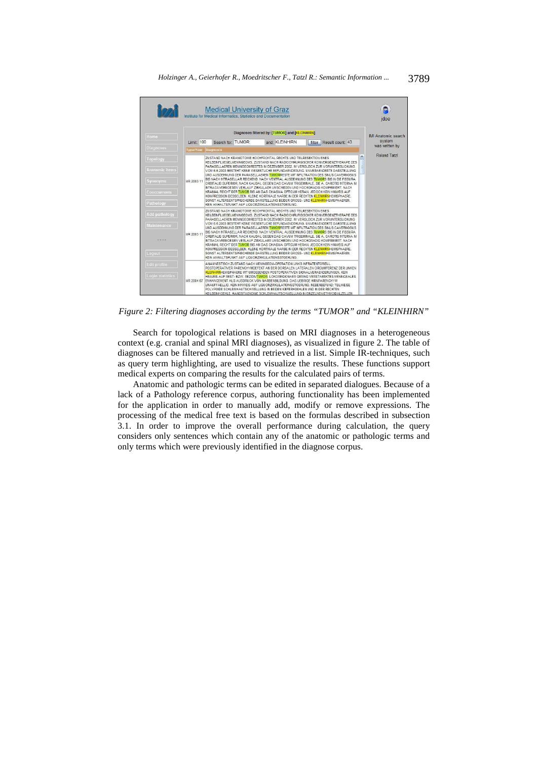Figure 2: Filtering diagnoses according by the terms "TUMOR" and "KLEINHIRN"

Search for topological relations is based on MRI diagnoses in a heterogeneous context (e.g. cranial and spinal MRI diagnoses), as visualized in figure 2. The table of diagnoses can be filtered manually and retrieved in a list. Simple IR-techniques, such as query term highlighting, are used to visualize the results. These functions support medical experts on comparing the results for the calculated pairs of terms.

Anatomic and pathologic terms can be edited in separated dialogues. Because of a lack of a Pathology reference corpus, authoring functionality has been implemented for the application in order to manually add, modify or remove expressions. The processing of the medical free text is based on the formulas described in subsection 3.1. In order to improve the overall performance during calculation, the query considers only sentences which contain any of the anatomic or pathologic terms and only terms which were previously identified in the diagnose corpus.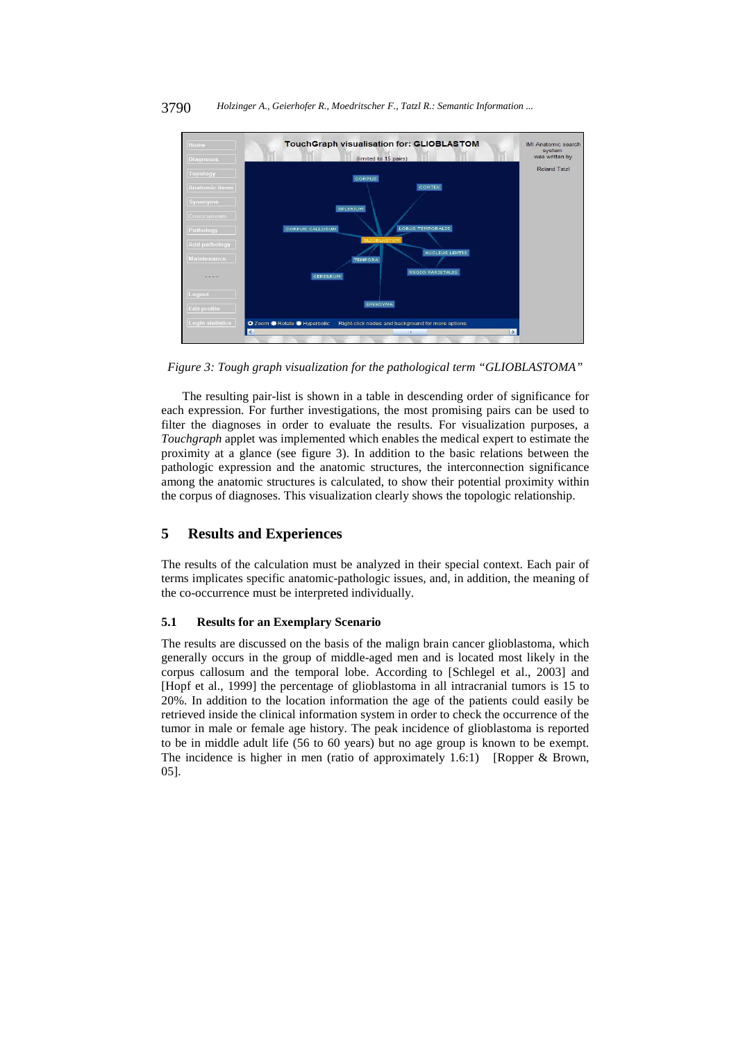*Figure 3: Tough graph visualization for the pathological term "GLIOBLASTOMA"*

The resulting pair-list is shown in a table in descending order of significance for each expression. For further investigations, the most promising pairs can be used to filter the diagnoses in order to evaluate the results. For visualization purposes, a *Touchgraph* applet was implemented which enables the medical expert to estimate the proximity at a glance (see figure 3). In addition to the basic relations between the pathologic expression and the anatomic structures, the interconnection significance among the anatomic structures is calculated, to show their potential proximity within the corpus of diagnoses. This visualization clearly shows the topologic relationship.

## 5 Results and Experiences

The results of the calculation must be analyzed in their special context. Each pair of terms implicates specific anatomic-pathologic issues, and, in addition, the meaning of the co-occurrence must be interpreted individually.

### 5.1 Results for an Exemplary Scenario

The results are discussed on the basis of the malign brain cancer glioblastoma, which generally occurs in the group of middle-aged men and is located most likely in the corpus callosum and the temporal lobe. According to [Schlegel et al., 2003] and [Hopf et al., 1999] the percentage of glioblastoma in all intracranial tumors is 15 to 20%. In addition to the location information the age of the patients could easily be retrieved inside the clinical information system in order to check the occurrence of the tumor in male or female age history. The peak incidence of glioblastoma is reported to be in middle adult life (56 to 60 years) but no age group is known to be exempt. The incidence is higher in men (ratio of approximately 1.6:1) [Ropper & Brown, 05].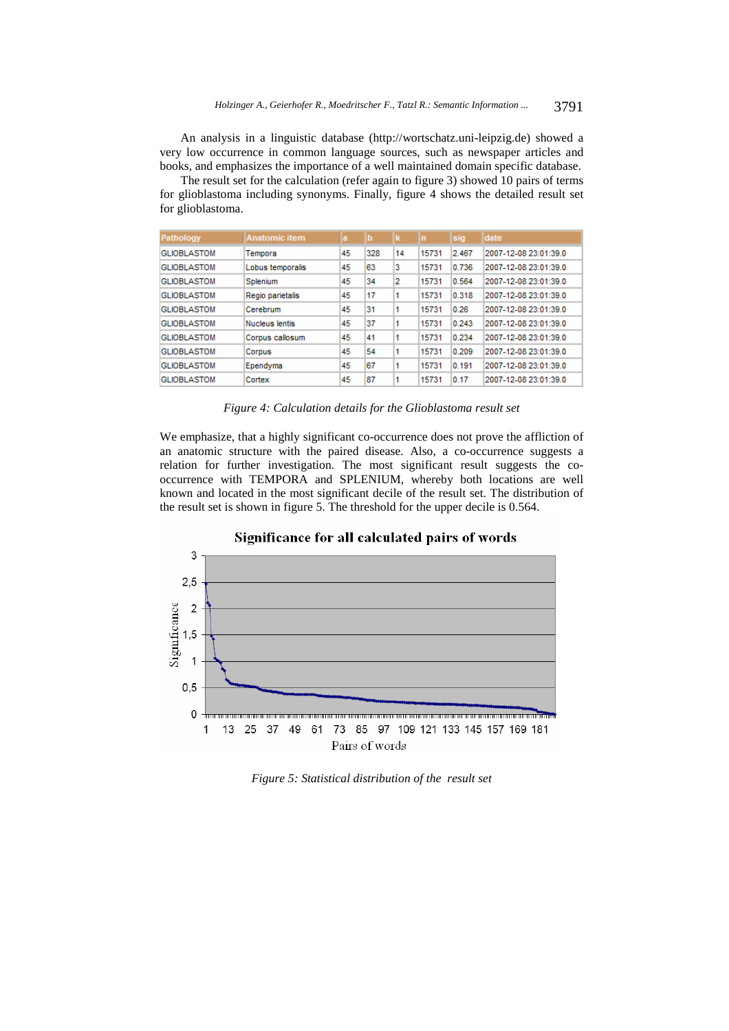An analysis in a linguistic database (http://wortschatz.uni-leipzig.de) showed a very low occurrence in common language sources, such as newspaper articles and books, and emphasizes the importance of a well maintained domain specific database.

The result set for the calculation (refer again to figure 3) showed 10 pairs of terms for glioblastoma including synonyms. Finally, figure 4 shows the detailed result set for glioblastoma.

| Pathology | Anatomic item | a | b | k | n | sig | date |
|---|---|---|---|---|---|---|---|
| GLIOBLASTOM | Tempora | 45 | 328 | 14 | 15731 | 2.467 | 2007-12-08 23:01:39.0 |
| GLIOBLASTOM | Lobus temporalis | 45 | 63 | 3 | 15731 | 0.736 | 2007-12-08 23:01:39.0 |
| GLIOBLASTOM | Splenium | 45 | 34 | 2 | 15731 | 0.564 | 2007-12-08 23:01:39.0 |
| GLIOBLASTOM | Regio parietalis | 45 | 17 | 1 | 15731 | 0.318 | 2007-12-08 23:01:39.0 |
| GLIOBLASTOM | Cerebrum | 45 | 31 | 1 | 15731 | 0.26 | 2007-12-08 23:01:39.0 |
| GLIOBLASTOM | Nucleus lentis | 45 | 37 | 1 | 15731 | 0.243 | 2007-12-08 23:01:39.0 |
| GLIOBLASTOM | Corpus callosum | 45 | 41 | 1 | 15731 | 0.234 | 2007-12-08 23:01:39.0 |
| GLIOBLASTOM | Corpus | 45 | 54 | 1 | 15731 | 0.209 | 2007-12-08 23:01:39.0 |
| GLIOBLASTOM | Ependyma | 45 | 67 | 1 | 15731 | 0.191 | 2007-12-08 23:01:39.0 |
| GLIOBLASTOM | Cortex | 45 | 87 | 1 | 15731 | 0.17 | 2007-12-08 23:01:39.0 |

*Figure 4: Calculation details for the Glioblastoma result set*

We emphasize, that a highly significant co-occurrence does not prove the affliction of an anatomic structure with the paired disease. Also, a co-occurrence suggests a relation for further investigation. The most significant result suggests the co-occurrence with TEMPORA and SPLENIUM, whereby both locations are well known and located in the most significant decile of the result set. The distribution of the result set is shown in figure 5. The threshold for the upper decile is 0.564.

*Figure 5: Statistical distribution of the result set*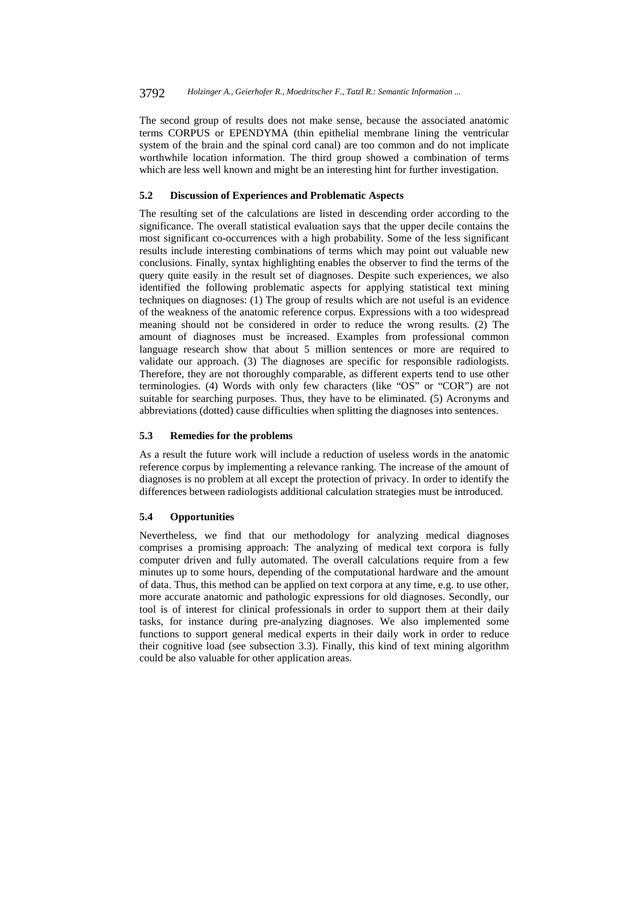The second group of results does not make sense, because the associated anatomic terms CORPUS or EPENDYMA (thin epithelial membrane lining the ventricular system of the brain and the spinal cord canal) are too common and do not implicate worthwhile location information. The third group showed a combination of terms which are less well known and might be an interesting hint for further investigation.

### 5.2 Discussion of Experiences and Problematic Aspects

The resulting set of the calculations are listed in descending order according to the significance. The overall statistical evaluation says that the upper decile contains the most significant co-occurrences with a high probability. Some of the less significant results include interesting combinations of terms which may point out valuable new conclusions. Finally, syntax highlighting enables the observer to find the terms of the query quite easily in the result set of diagnoses. Despite such experiences, we also identified the following problematic aspects for applying statistical text mining techniques on diagnoses: (1) The group of results which are not useful is an evidence of the weakness of the anatomic reference corpus. Expressions with a too widespread meaning should not be considered in order to reduce the wrong results. (2) The amount of diagnoses must be increased. Examples from professional common language research show that about 5 million sentences or more are required to validate our approach. (3) The diagnoses are specific for responsible radiologists. Therefore, they are not thoroughly comparable, as different experts tend to use other terminologies. (4) Words with only few characters (like "OS" or "COR") are not suitable for searching purposes. Thus, they have to be eliminated. (5) Acronyms and abbreviations (dotted) cause difficulties when splitting the diagnoses into sentences.

### 5.3 Remedies for the problems

As a result the future work will include a reduction of useless words in the anatomic reference corpus by implementing a relevance ranking. The increase of the amount of diagnoses is no problem at all except the protection of privacy. In order to identify the differences between radiologists additional calculation strategies must be introduced.

### 5.4 Opportunities

Nevertheless, we find that our methodology for analyzing medical diagnoses comprises a promising approach: The analyzing of medical text corpora is fully computer driven and fully automated. The overall calculations require from a few minutes up to some hours, depending of the computational hardware and the amount of data. Thus, this method can be applied on text corpora at any time, e.g. to use other, more accurate anatomic and pathologic expressions for old diagnoses. Secondly, our tool is of interest for clinical professionals in order to support them at their daily tasks, for instance during pre-analyzing diagnoses. We also implemented some functions to support general medical experts in their daily work in order to reduce their cognitive load (see subsection 3.3). Finally, this kind of text mining algorithm could be also valuable for other application areas.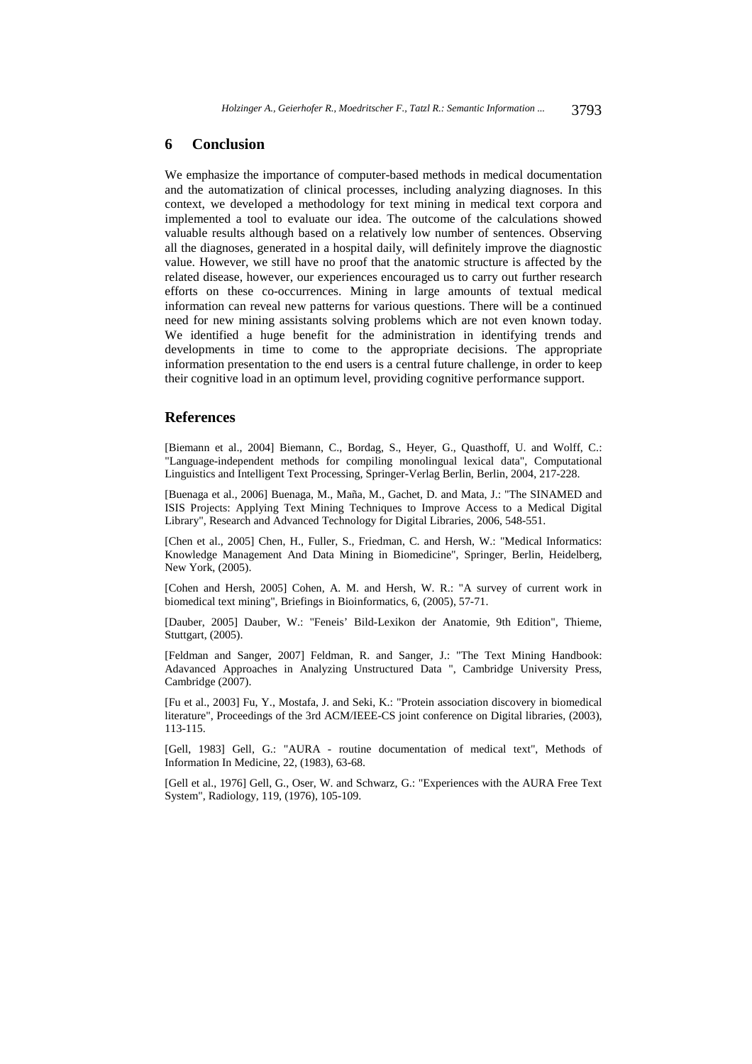## 6 Conclusion

We emphasize the importance of computer-based methods in medical documentation and the automatization of clinical processes, including analyzing diagnoses. In this context, we developed a methodology for text mining in medical text corpora and implemented a tool to evaluate our idea. The outcome of the calculations showed valuable results although based on a relatively low number of sentences. Observing all the diagnoses, generated in a hospital daily, will definitely improve the diagnostic value. However, we still have no proof that the anatomic structure is affected by the related disease, however, our experiences encouraged us to carry out further research efforts on these co-occurrences. Mining in large amounts of textual medical information can reveal new patterns for various questions. There will be a continued need for new mining assistants solving problems which are not even known today. We identified a huge benefit for the administration in identifying trends and developments in time to come to the appropriate decisions. The appropriate information presentation to the end users is a central future challenge, in order to keep their cognitive load in an optimum level, providing cognitive performance support.

## References

[Biemann et al., 2004] Biemann, C., Bordag, S., Heyer, G., Quasthoff, U. and Wolff, C.: "Language-independent methods for compiling monolingual lexical data", Computational Linguistics and Intelligent Text Processing, Springer-Verlag Berlin, Berlin, 2004, 217-228.

[Buenaga et al., 2006] Buenaga, M., Maña, M., Gachet, D. and Mata, J.: "The SINAMED and ISIS Projects: Applying Text Mining Techniques to Improve Access to a Medical Digital Library", Research and Advanced Technology for Digital Libraries, 2006, 548-551.

[Chen et al., 2005] Chen, H., Fuller, S., Friedman, C. and Hersh, W.: "Medical Informatics: Knowledge Management And Data Mining in Biomedicine", Springer, Berlin, Heidelberg, New York, (2005).

[Cohen and Hersh, 2005] Cohen, A. M. and Hersh, W. R.: "A survey of current work in biomedical text mining", Briefings in Bioinformatics, 6, (2005), 57-71.

[Dauber, 2005] Dauber, W.: "Feneis' Bild-Lexikon der Anatomie, 9th Edition", Thieme, Stuttgart, (2005).

[Feldman and Sanger, 2007] Feldman, R. and Sanger, J.: "The Text Mining Handbook: Adavanced Approaches in Analyzing Unstructured Data ", Cambridge University Press, Cambridge (2007).

[Fu et al., 2003] Fu, Y., Mostafa, J. and Seki, K.: "Protein association discovery in biomedical literature", Proceedings of the 3rd ACM/IEEE-CS joint conference on Digital libraries, (2003), 113-115.

[Gell, 1983] Gell, G.: "AURA - routine documentation of medical text", Methods of Information In Medicine, 22, (1983), 63-68.

[Gell et al., 1976] Gell, G., Oser, W. and Schwarz, G.: "Experiences with the AURA Free Text System", Radiology, 119, (1976), 105-109.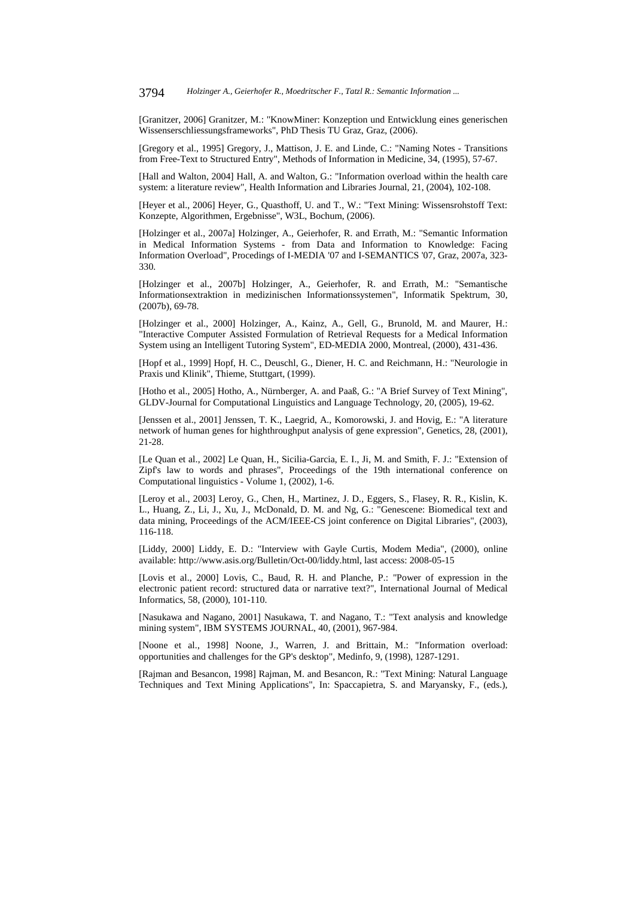[Granitzer, 2006] Granitzer, M.: "KnowMiner: Konzeption und Entwicklung eines generischen Wissenserschliessungsframeworks", PhD Thesis TU Graz, Graz, (2006).

[Gregory et al., 1995] Gregory, J., Mattison, J. E. and Linde, C.: "Naming Notes - Transitions from Free-Text to Structured Entry", Methods of Information in Medicine, 34, (1995), 57-67.

[Hall and Walton, 2004] Hall, A. and Walton, G.: "Information overload within the health care system: a literature review", Health Information and Libraries Journal, 21, (2004), 102-108.

[Heyer et al., 2006] Heyer, G., Quasthoff, U. and T., W.: "Text Mining: Wissensrohstoff Text: Konzepte, Algorithmen, Ergebnisse", W3L, Bochum, (2006).

[Holzinger et al., 2007a] Holzinger, A., Geierhofer, R. and Errath, M.: "Semantic Information in Medical Information Systems - from Data and Information to Knowledge: Facing Information Overload", Procedings of I-MEDIA '07 and I-SEMANTICS '07, Graz, 2007a, 323-330.

[Holzinger et al., 2007b] Holzinger, A., Geierhofer, R. and Errath, M.: "Semantische Informationsextraktion in medizinischen Informationssystemen", Informatik Spektrum, 30, (2007b), 69-78.

[Holzinger et al., 2000] Holzinger, A., Kainz, A., Gell, G., Brunold, M. and Maurer, H.: "Interactive Computer Assisted Formulation of Retrieval Requests for a Medical Information System using an Intelligent Tutoring System", ED-MEDIA 2000, Montreal, (2000), 431-436.

[Hopf et al., 1999] Hopf, H. C., Deuschl, G., Diener, H. C. and Reichmann, H.: "Neurologie in Praxis und Klinik", Thieme, Stuttgart, (1999).

[Hotho et al., 2005] Hotho, A., Nürnberger, A. and Paaß, G.: "A Brief Survey of Text Mining", GLDV-Journal for Computational Linguistics and Language Technology, 20, (2005), 19-62.

[Jenssen et al., 2001] Jenssen, T. K., Laegrid, A., Komorowski, J. and Hovig, E.: "A literature network of human genes for highthroughput analysis of gene expression", Genetics, 28, (2001), 21-28.

[Le Quan et al., 2002] Le Quan, H., Sicilia-Garcia, E. I., Ji, M. and Smith, F. J.: "Extension of Zipf's law to words and phrases", Proceedings of the 19th international conference on Computational linguistics - Volume 1, (2002), 1-6.

[Leroy et al., 2003] Leroy, G., Chen, H., Martinez, J. D., Eggers, S., Flasey, R. R., Kislin, K. L., Huang, Z., Li, J., Xu, J., McDonald, D. M. and Ng, G.: "Genescene: Biomedical text and data mining, Proceedings of the ACM/IEEE-CS joint conference on Digital Libraries", (2003), 116-118.

[Liddy, 2000] Liddy, E. D.: "Interview with Gayle Curtis, Modem Media", (2000), online available: http://www.asis.org/Bulletin/Oct-00/liddy.html, last access: 2008-05-15

[Lovis et al., 2000] Lovis, C., Baud, R. H. and Planche, P.: "Power of expression in the electronic patient record: structured data or narrative text?", International Journal of Medical Informatics, 58, (2000), 101-110.

[Nasukawa and Nagano, 2001] Nasukawa, T. and Nagano, T.: "Text analysis and knowledge mining system", IBM SYSTEMS JOURNAL, 40, (2001), 967-984.

[Noone et al., 1998] Noone, J., Warren, J. and Brittain, M.: "Information overload: opportunities and challenges for the GP's desktop", Medinfo, 9, (1998), 1287-1291.

[Rajman and Besancon, 1998] Rajman, M. and Besancon, R.: "Text Mining: Natural Language Techniques and Text Mining Applications", In: Spaccapietra, S. and Maryansky, F., (eds.),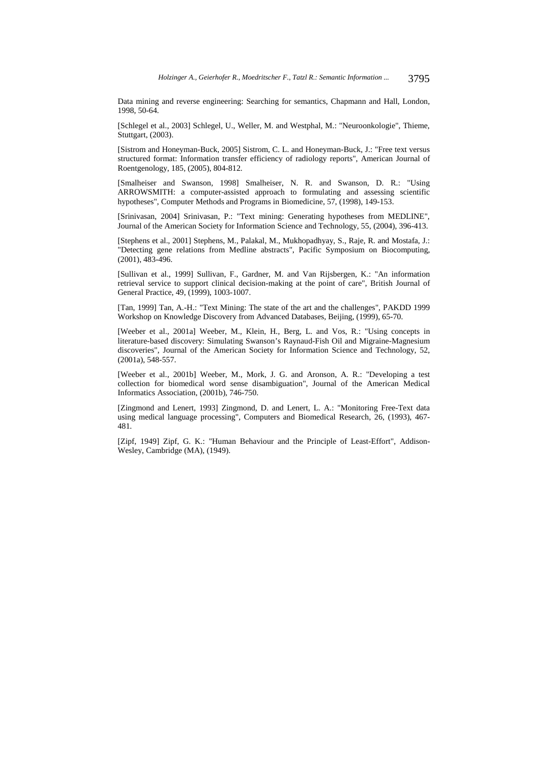Data mining and reverse engineering: Searching for semantics, Chapmann and Hall, London, 1998, 50-64.

[Schlegel et al., 2003] Schlegel, U., Weller, M. and Westphal, M.: "Neuroonkologie", Thieme, Stuttgart, (2003).

[Sistrom and Honeyman-Buck, 2005] Sistrom, C. L. and Honeyman-Buck, J.: "Free text versus structured format: Information transfer efficiency of radiology reports", American Journal of Roentgenology, 185, (2005), 804-812.

[Smalheiser and Swanson, 1998] Smalheiser, N. R. and Swanson, D. R.: "Using ARROWSMITH: a computer-assisted approach to formulating and assessing scientific hypotheses", Computer Methods and Programs in Biomedicine, 57, (1998), 149-153.

[Srinivasan, 2004] Srinivasan, P.: "Text mining: Generating hypotheses from MEDLINE", Journal of the American Society for Information Science and Technology, 55, (2004), 396-413.

[Stephens et al., 2001] Stephens, M., Palakal, M., Mukhopadhyay, S., Raje, R. and Mostafa, J.: "Detecting gene relations from Medline abstracts", Pacific Symposium on Biocomputing, (2001), 483-496.

[Sullivan et al., 1999] Sullivan, F., Gardner, M. and Van Rijsbergen, K.: "An information retrieval service to support clinical decision-making at the point of care", British Journal of General Practice, 49, (1999), 1003-1007.

[Tan, 1999] Tan, A.-H.: "Text Mining: The state of the art and the challenges", PAKDD 1999 Workshop on Knowledge Discovery from Advanced Databases, Beijing, (1999), 65-70.

[Weeber et al., 2001a] Weeber, M., Klein, H., Berg, L. and Vos, R.: "Using concepts in literature-based discovery: Simulating Swanson's Raynaud-Fish Oil and Migraine-Magnesium discoveries", Journal of the American Society for Information Science and Technology, 52, (2001a), 548-557.

[Weeber et al., 2001b] Weeber, M., Mork, J. G. and Aronson, A. R.: "Developing a test collection for biomedical word sense disambiguation", Journal of the American Medical Informatics Association, (2001b), 746-750.

[Zingmond and Lenert, 1993] Zingmond, D. and Lenert, L. A.: "Monitoring Free-Text data using medical language processing", Computers and Biomedical Research, 26, (1993), 467-481.

[Zipf, 1949] Zipf, G. K.: "Human Behaviour and the Principle of Least-Effort", Addison-Wesley, Cambridge (MA), (1949).